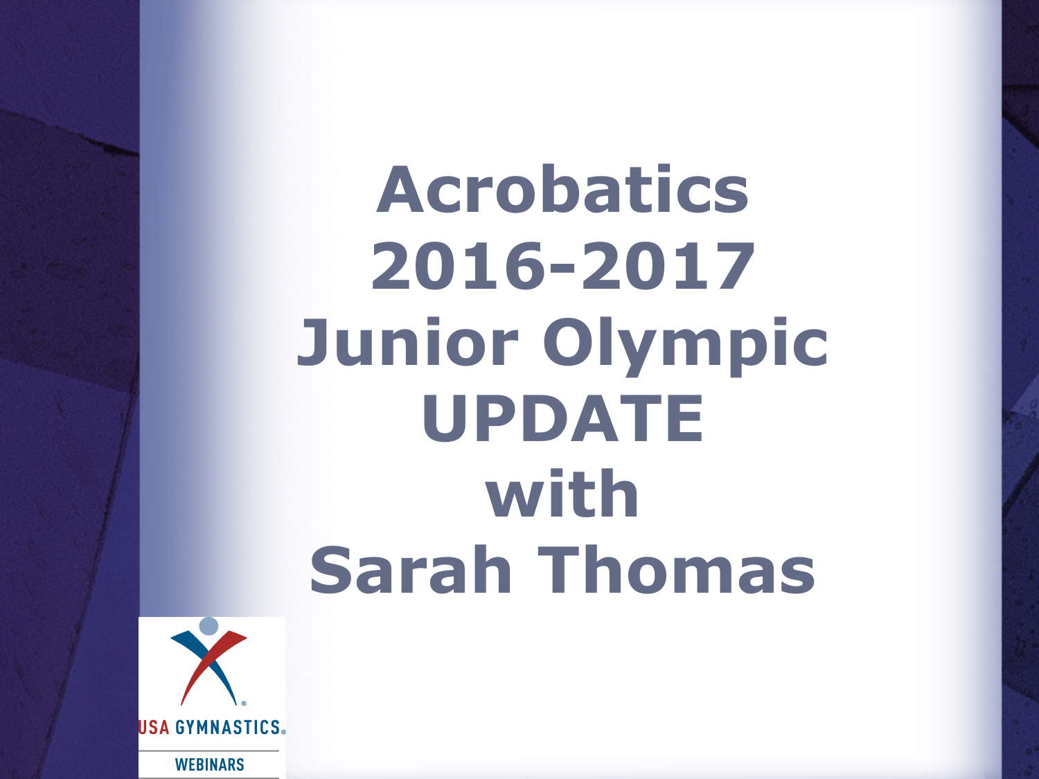# Acrobatics 2016-2017 Junior Olympic UPDATE with Sarah Thomas

USA GYMNASTICS

WEBINARS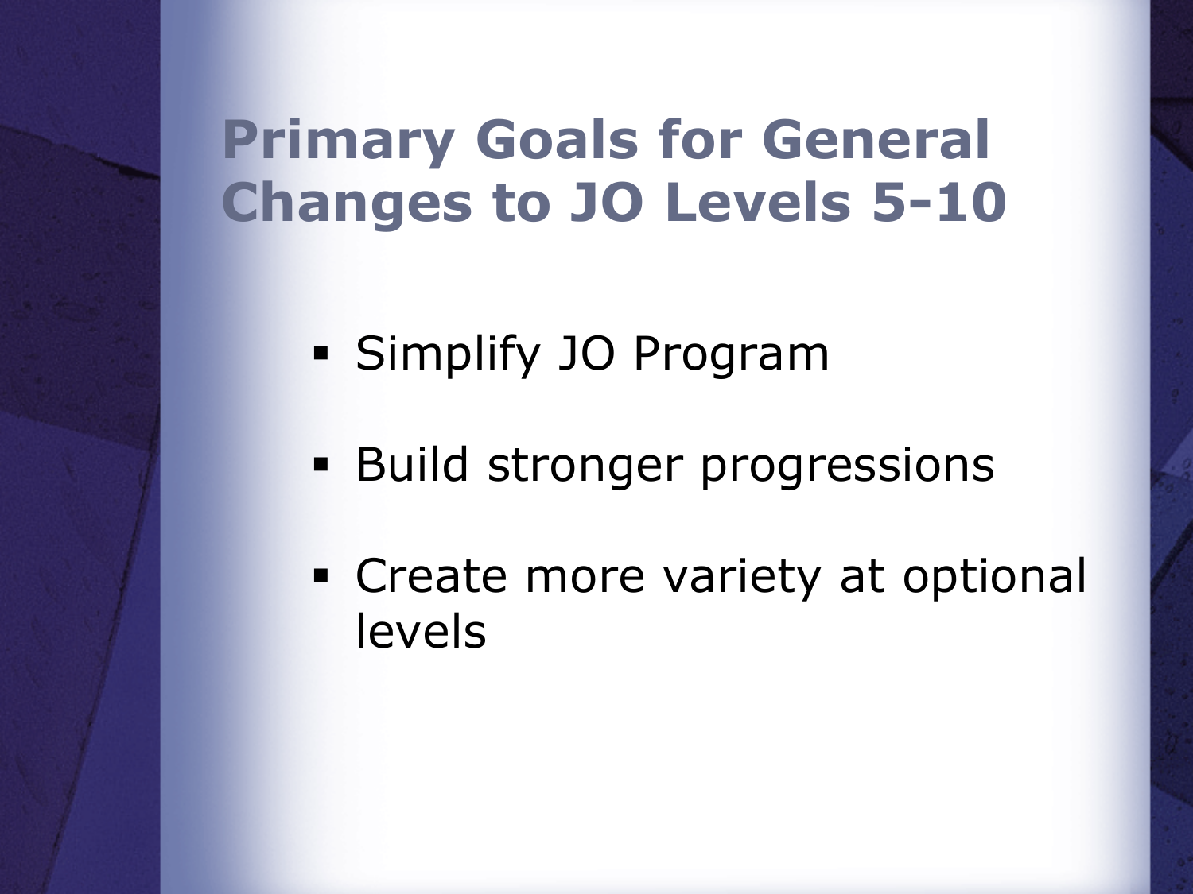# Primary Goals for General Changes to JO Levels 5-10

- Simplify JO Program
- Build stronger progressions
- Create more variety at optional levels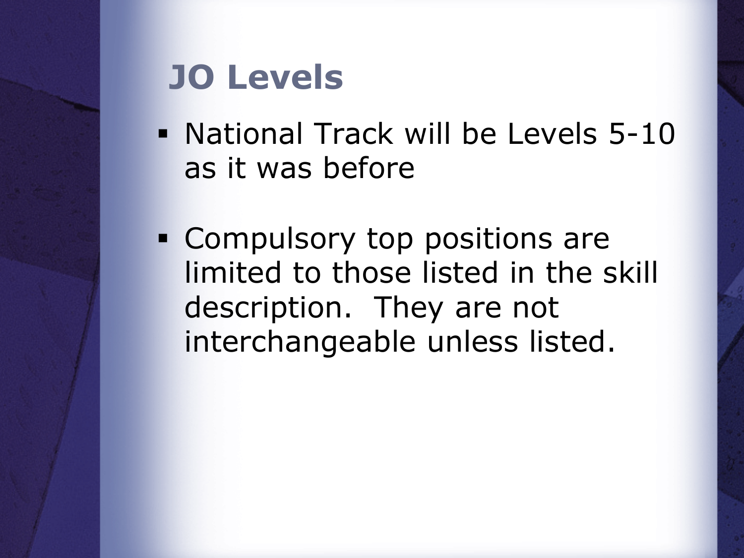# JO Levels

- National Track will be Levels 5-10 as it was before
- Compulsory top positions are limited to those listed in the skill description.  They are not interchangeable unless listed.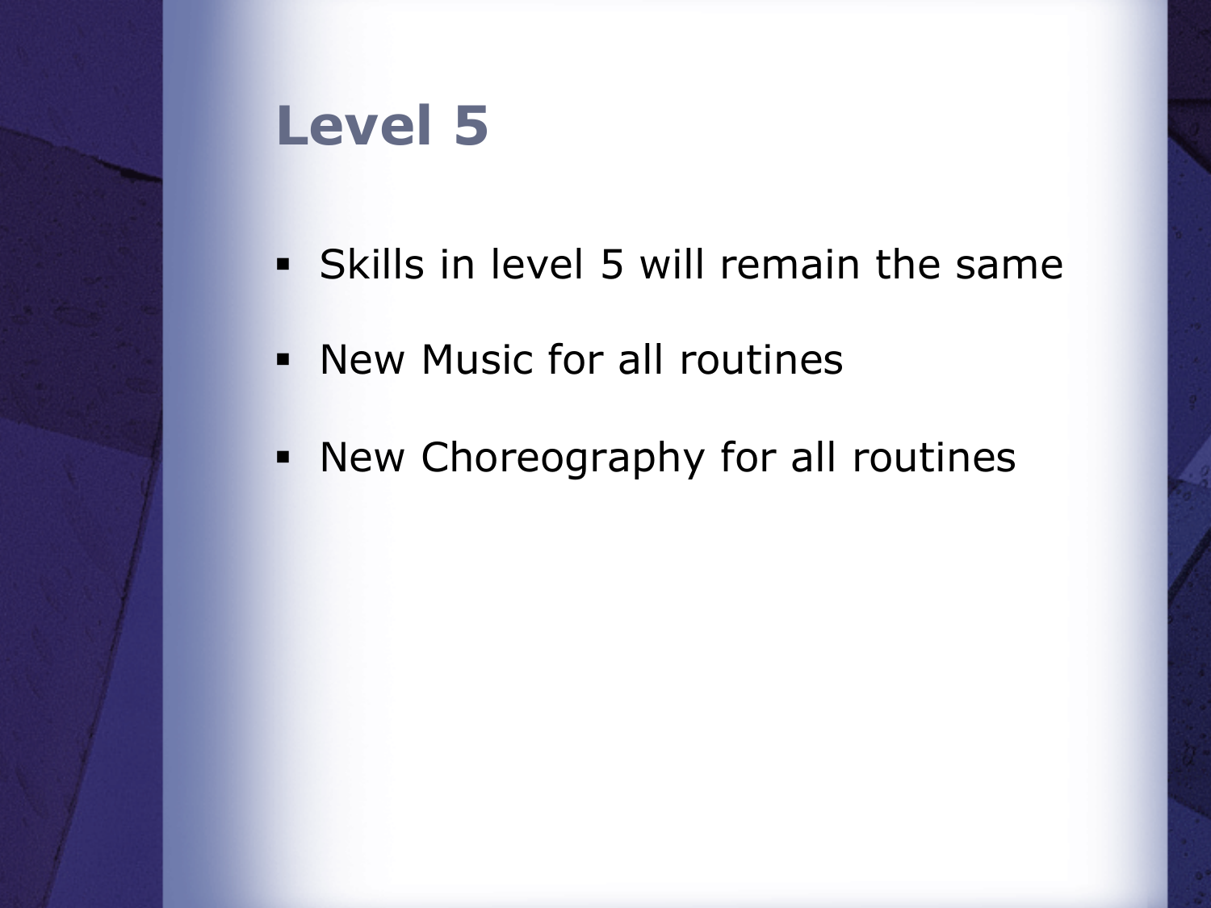# Level 5

- Skills in level 5 will remain the same
- New Music for all routines
- New Choreography for all routines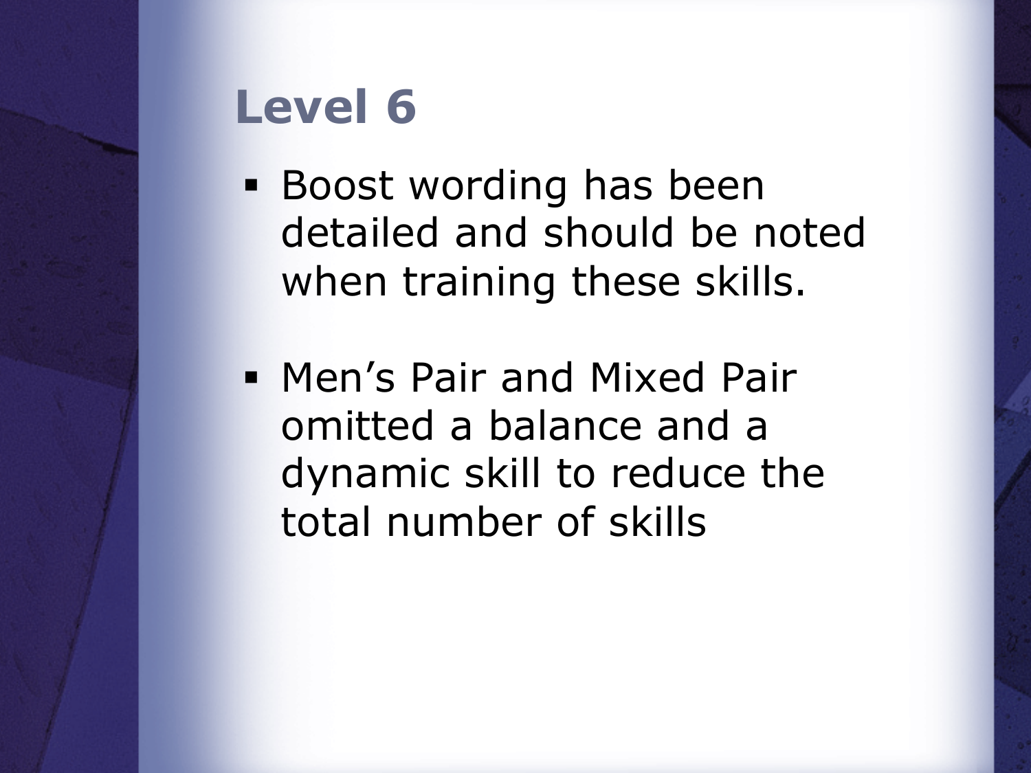# Level 6

- Boost wording has been detailed and should be noted when training these skills.
- Men's Pair and Mixed Pair omitted a balance and a dynamic skill to reduce the total number of skills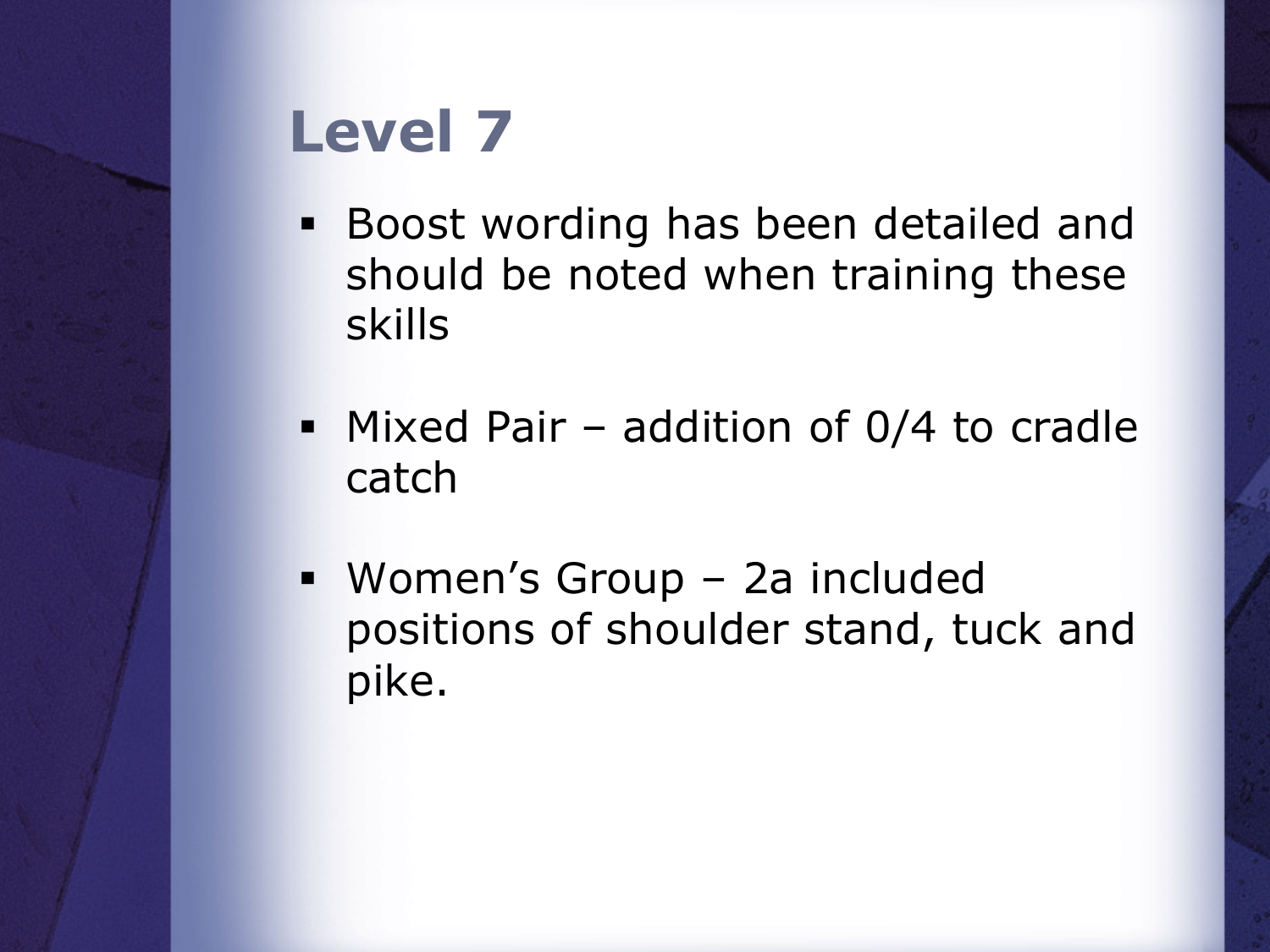# Level 7

- Boost wording has been detailed and should be noted when training these skills
- Mixed Pair – addition of 0/4 to cradle catch
- Women's Group – 2a included positions of shoulder stand, tuck and pike.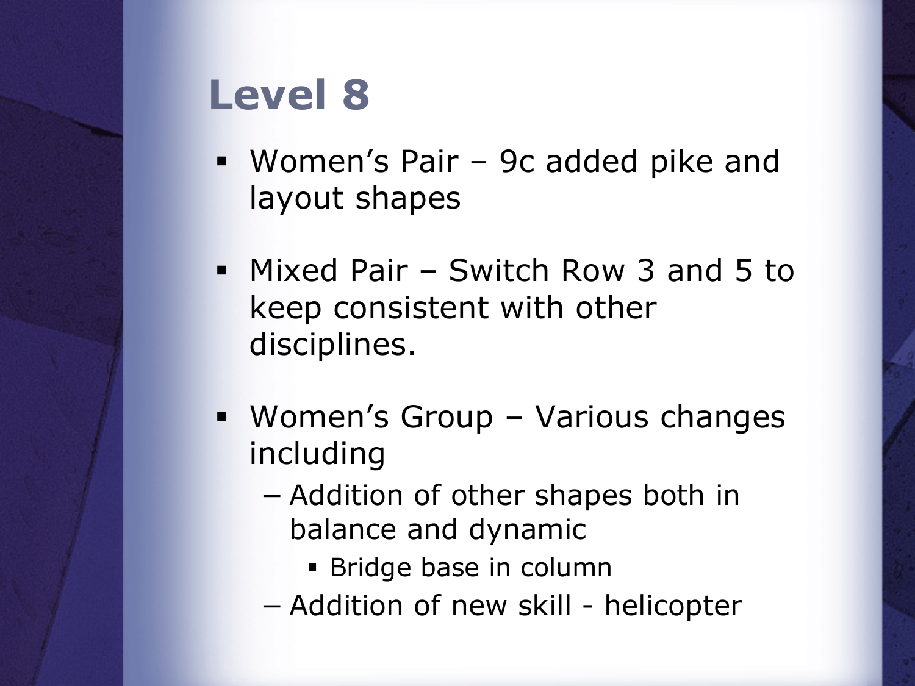# Level 8

- Women's Pair – 9c added pike and layout shapes
- Mixed Pair – Switch Row 3 and 5 to keep consistent with other disciplines.
- Women's Group – Various changes including
  - Addition of other shapes both in balance and dynamic
    - Bridge base in column
  - Addition of new skill - helicopter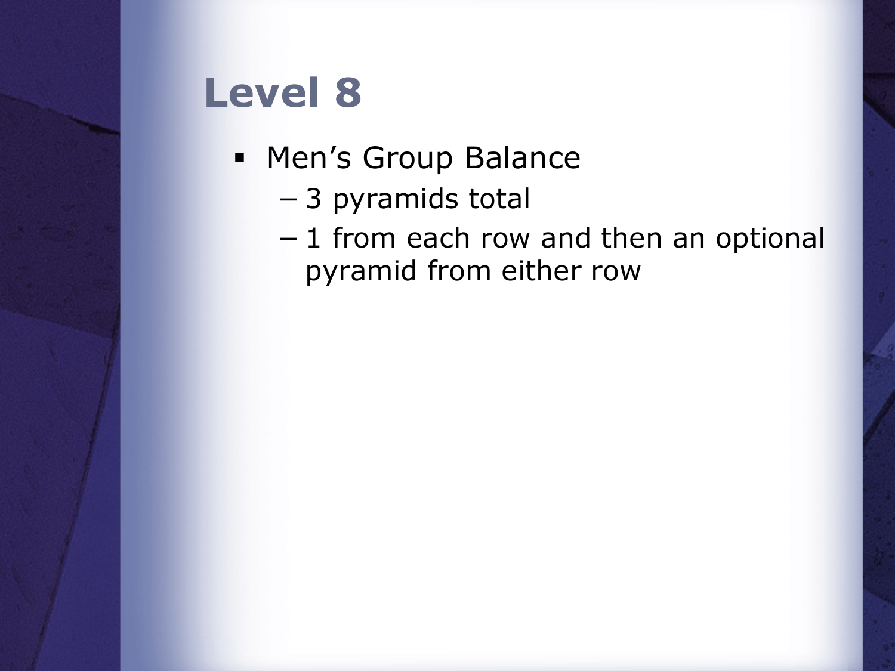# Level 8

- Men's Group Balance
  - 3 pyramids total
  - 1 from each row and then an optional pyramid from either row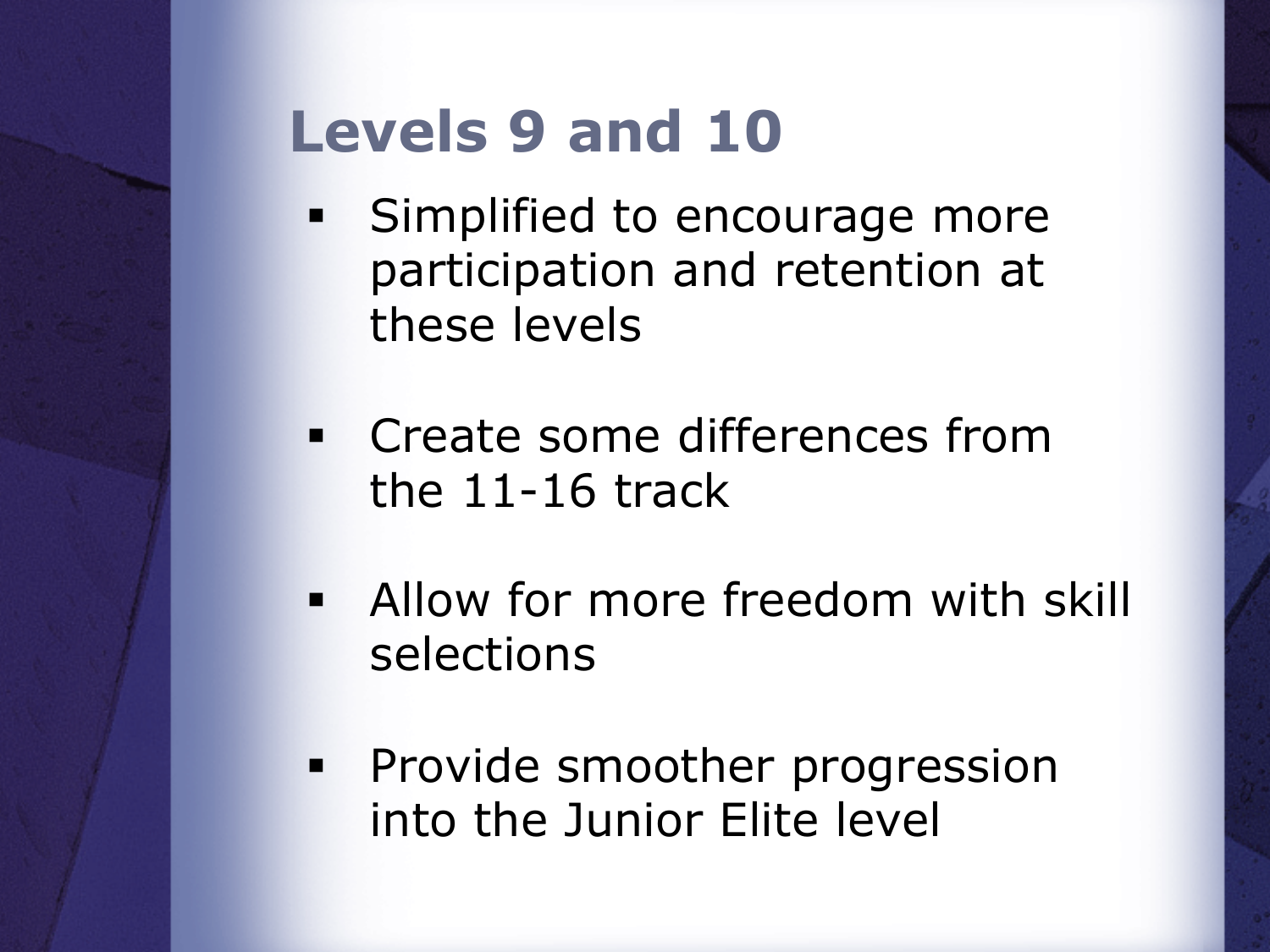# Levels 9 and 10

- Simplified to encourage more participation and retention at these levels
- Create some differences from the 11-16 track
- Allow for more freedom with skill selections
- Provide smoother progression into the Junior Elite level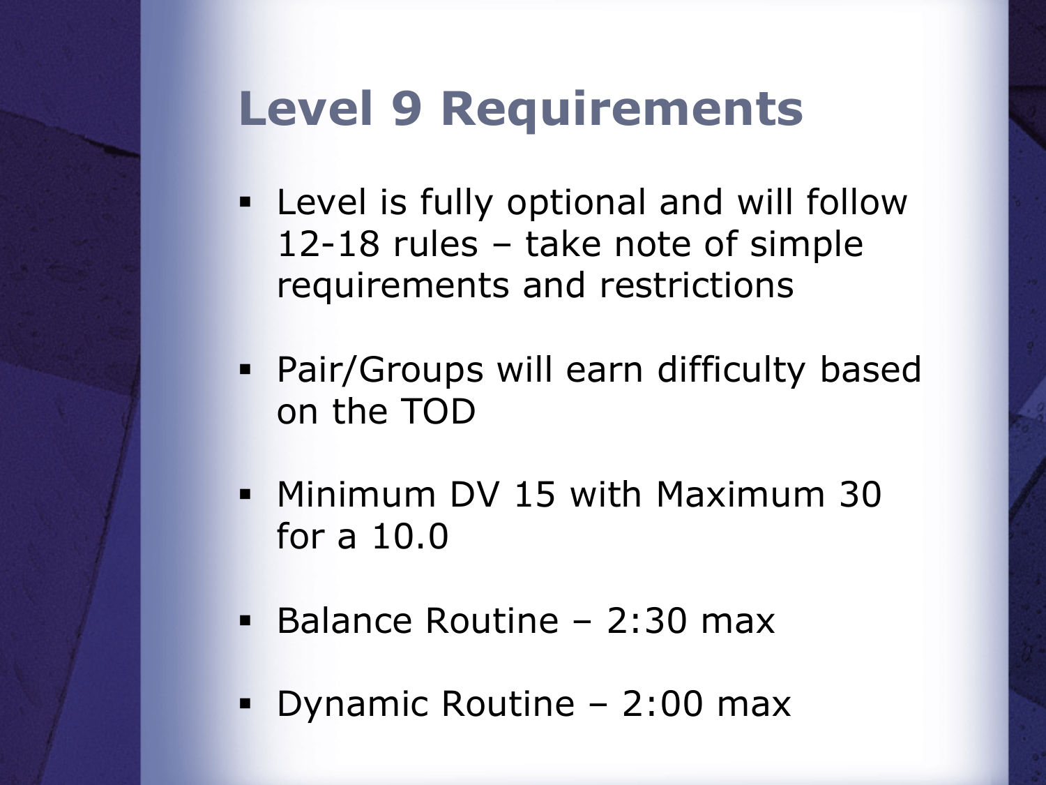# Level 9 Requirements

- Level is fully optional and will follow 12-18 rules – take note of simple requirements and restrictions
- Pair/Groups will earn difficulty based on the TOD
- Minimum DV 15 with Maximum 30 for a 10.0
- Balance Routine – 2:30 max
- Dynamic Routine – 2:00 max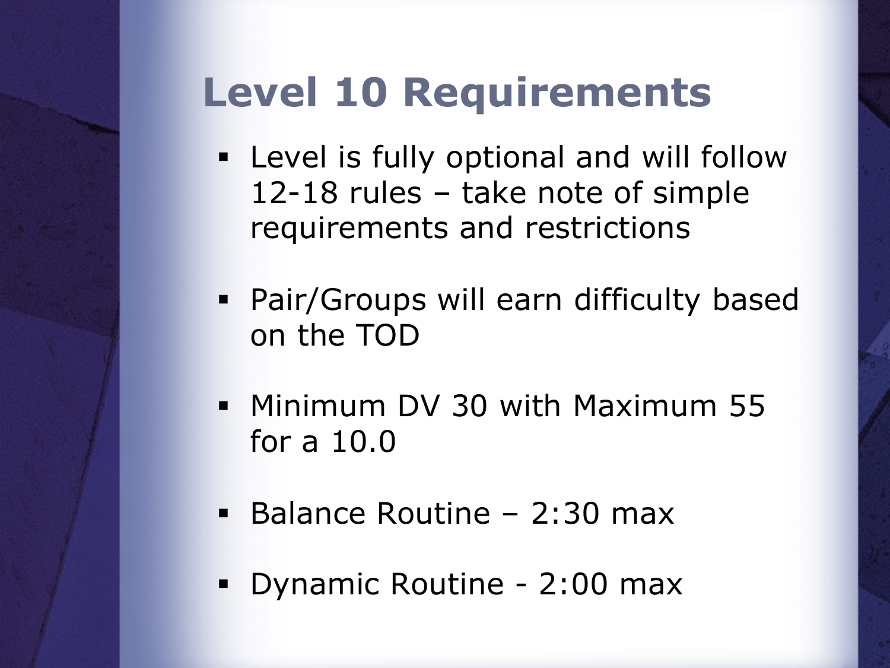# Level 10 Requirements

- Level is fully optional and will follow 12-18 rules – take note of simple requirements and restrictions
- Pair/Groups will earn difficulty based on the TOD
- Minimum DV 30 with Maximum 55 for a 10.0
- Balance Routine – 2:30 max
- Dynamic Routine - 2:00 max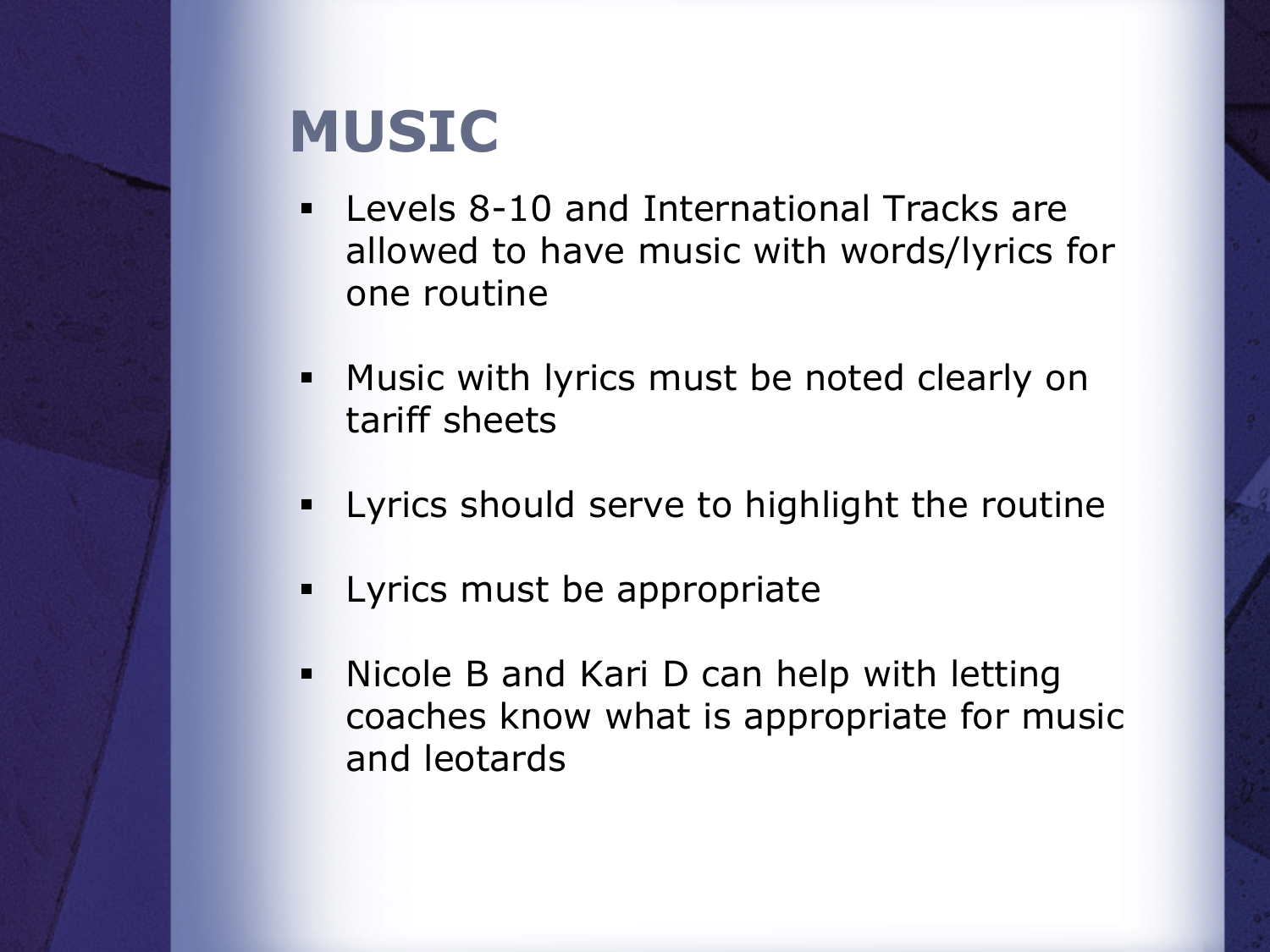# MUSIC

- Levels 8-10 and International Tracks are allowed to have music with words/lyrics for one routine
- Music with lyrics must be noted clearly on tariff sheets
- Lyrics should serve to highlight the routine
- Lyrics must be appropriate
- Nicole B and Kari D can help with letting coaches know what is appropriate for music and leotards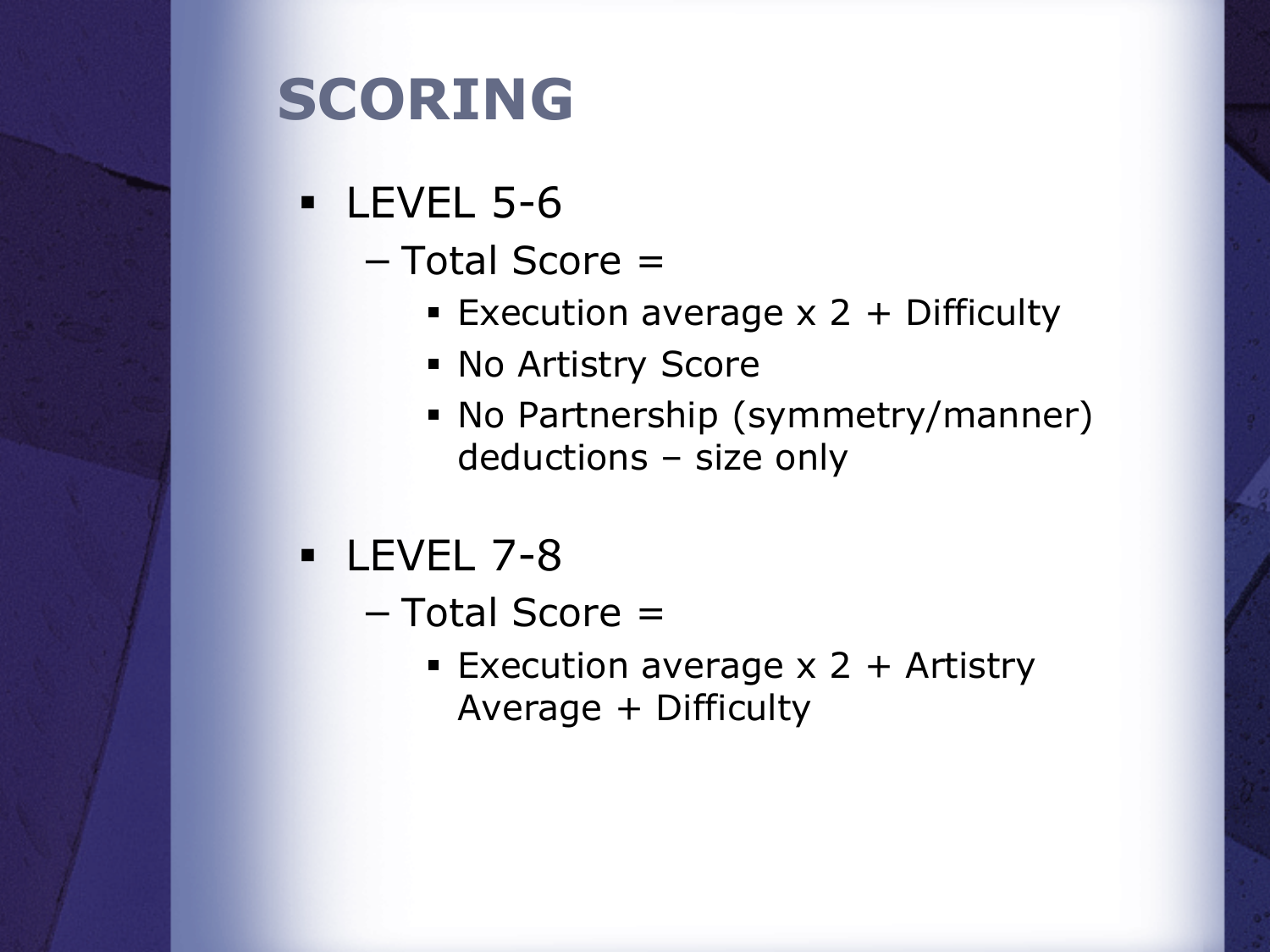# SCORING

- LEVEL 5-6
  - Total Score =
    - Execution average x 2 + Difficulty
    - No Artistry Score
    - No Partnership (symmetry/manner) deductions – size only
- LEVEL 7-8
  - Total Score =
    - Execution average x 2 + Artistry Average + Difficulty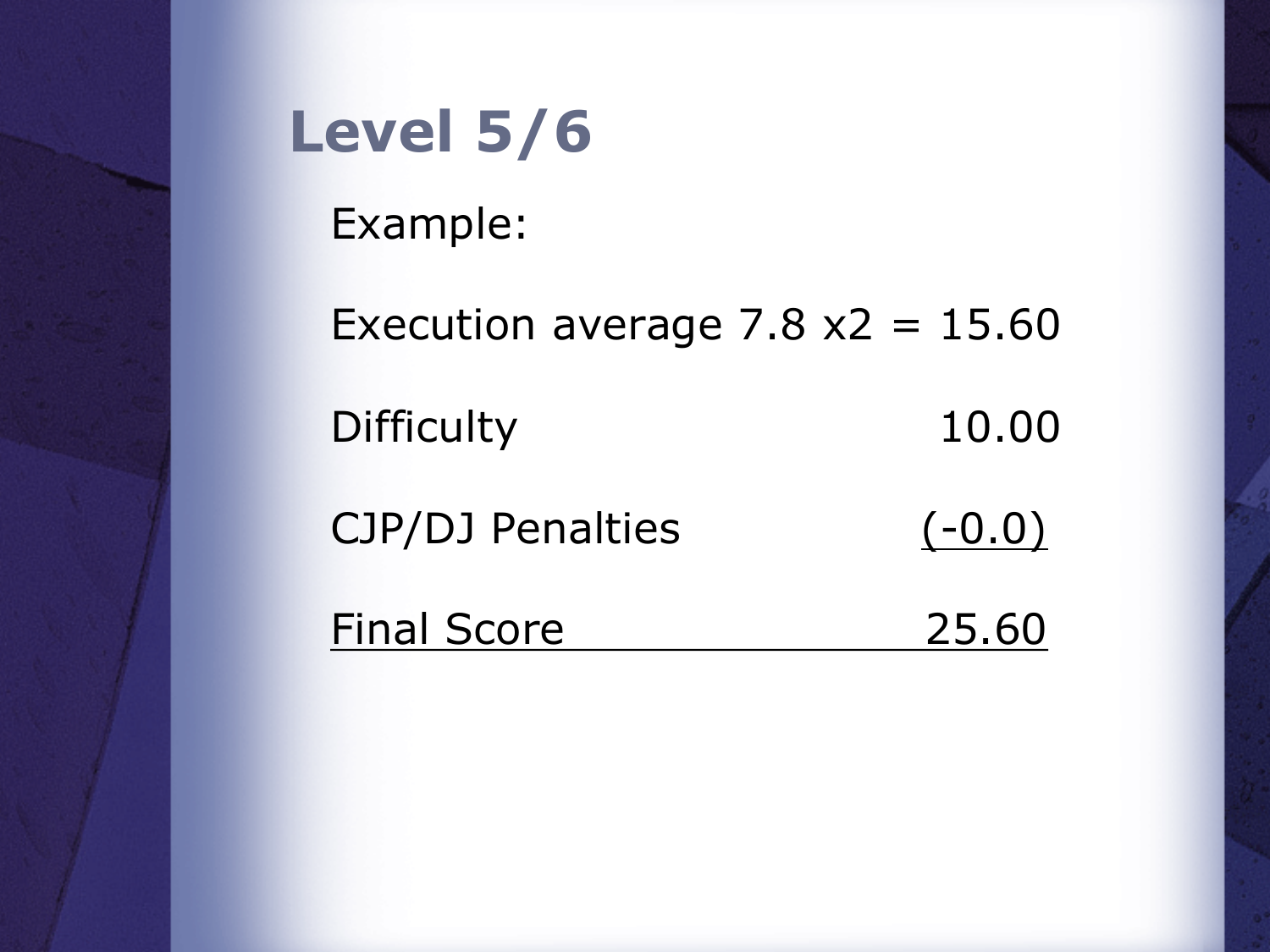# Level 5/6

Example:

| | |
|---|---|
| Execution average 7.8 x2 = | 15.60 |
| Difficulty | 10.00 |
| CJP/DJ Penalties | (-0.0) |
| Final Score | 25.60 |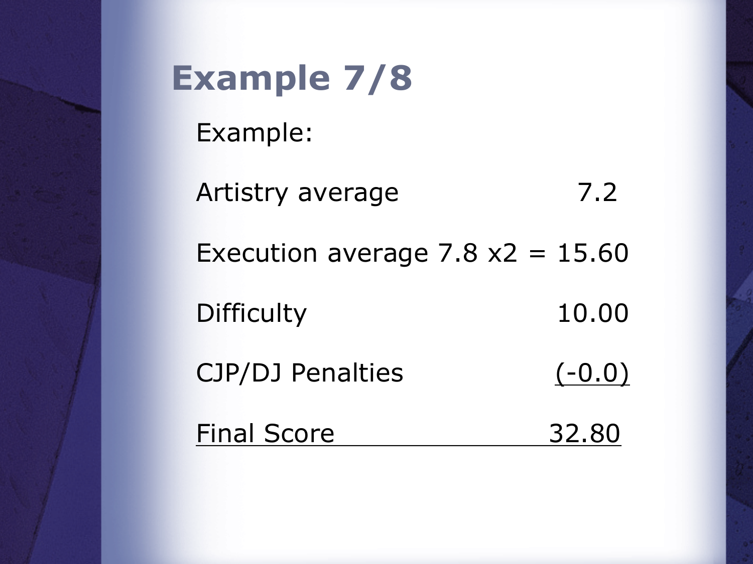# Example 7/8

Example:

| | |
|---|---|
| Artistry average | 7.2 |
| Execution average 7.8 x2 = | 15.60 |
| Difficulty | 10.00 |
| CJP/DJ Penalties | (-0.0) |
| Final Score | 32.80 |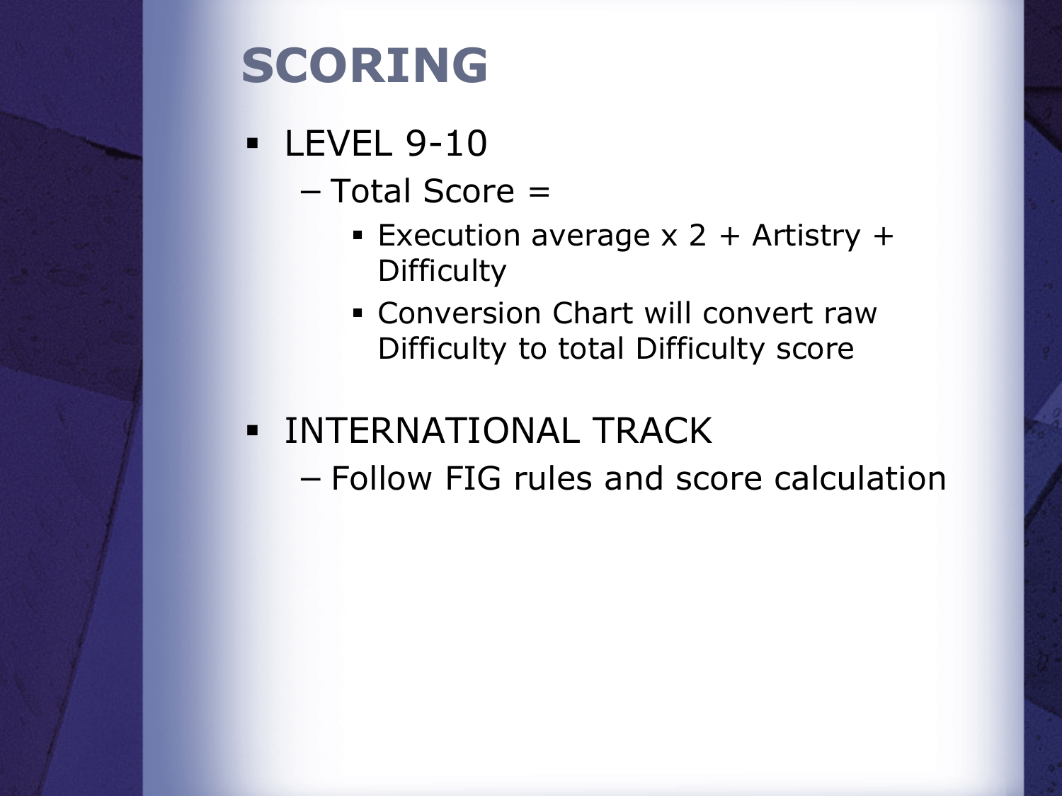# SCORING

- LEVEL 9-10
  - Total Score =
    - Execution average x 2 + Artistry + Difficulty
    - Conversion Chart will convert raw Difficulty to total Difficulty score
- INTERNATIONAL TRACK
  - Follow FIG rules and score calculation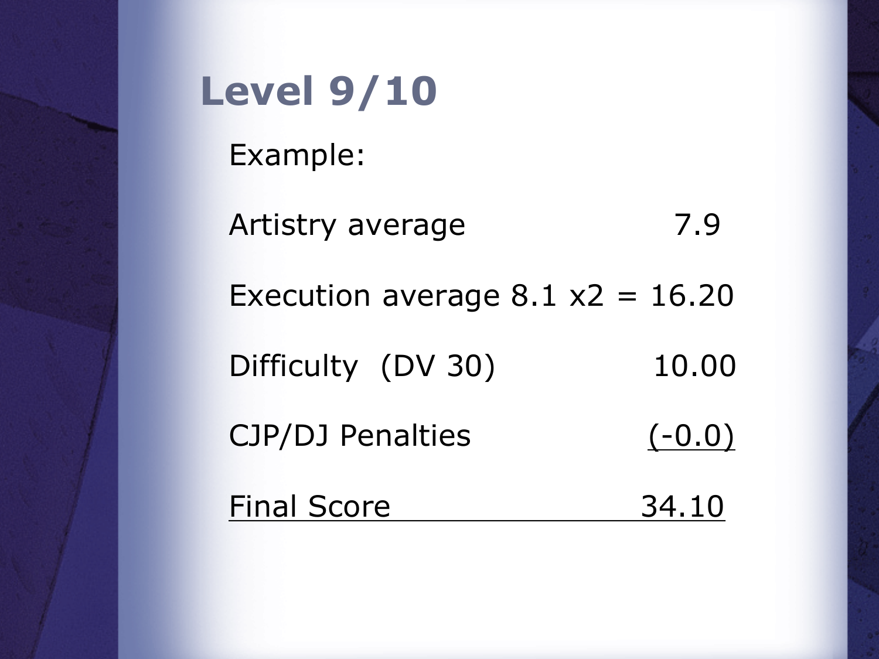# Level 9/10

Example:

| | |
|---|---|
| Artistry average | 7.9 |
| Execution average 8.1 x2 = | 16.20 |
| Difficulty (DV 30) | 10.00 |
| CJP/DJ Penalties | (-0.0) |
| Final Score | 34.10 |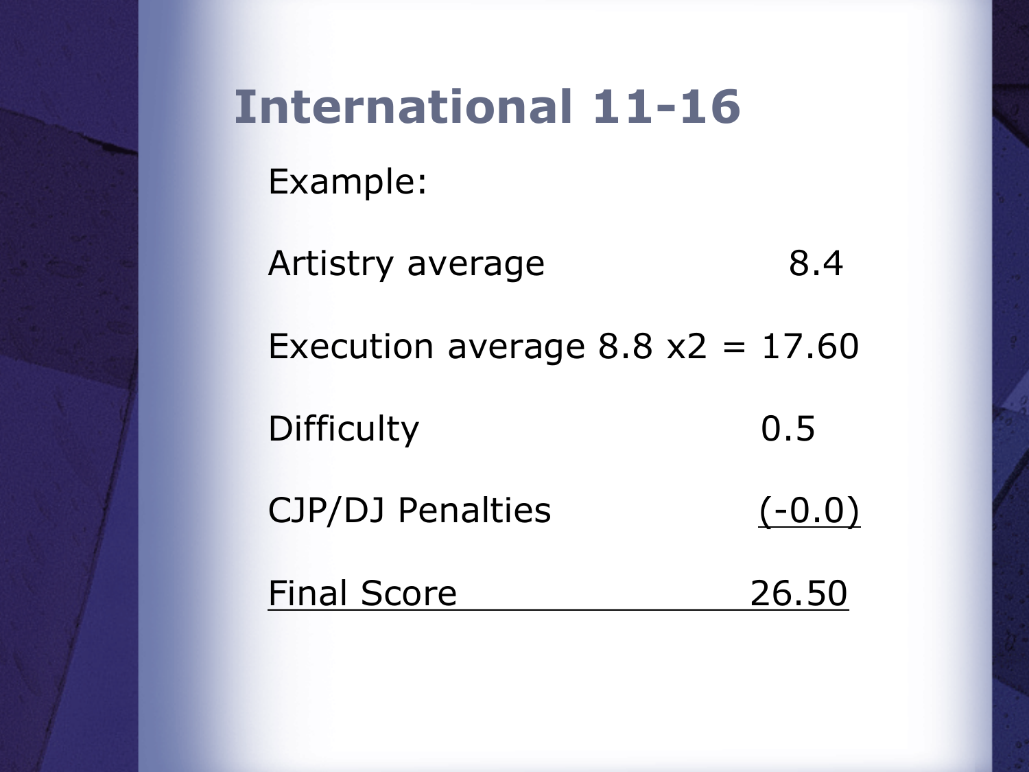# International 11-16

Example:

| | |
|---|---|
| Artistry average | 8.4 |
| Execution average 8.8 x2 = | 17.60 |
| Difficulty | 0.5 |
| CJP/DJ Penalties | (-0.0) |
| Final Score | 26.50 |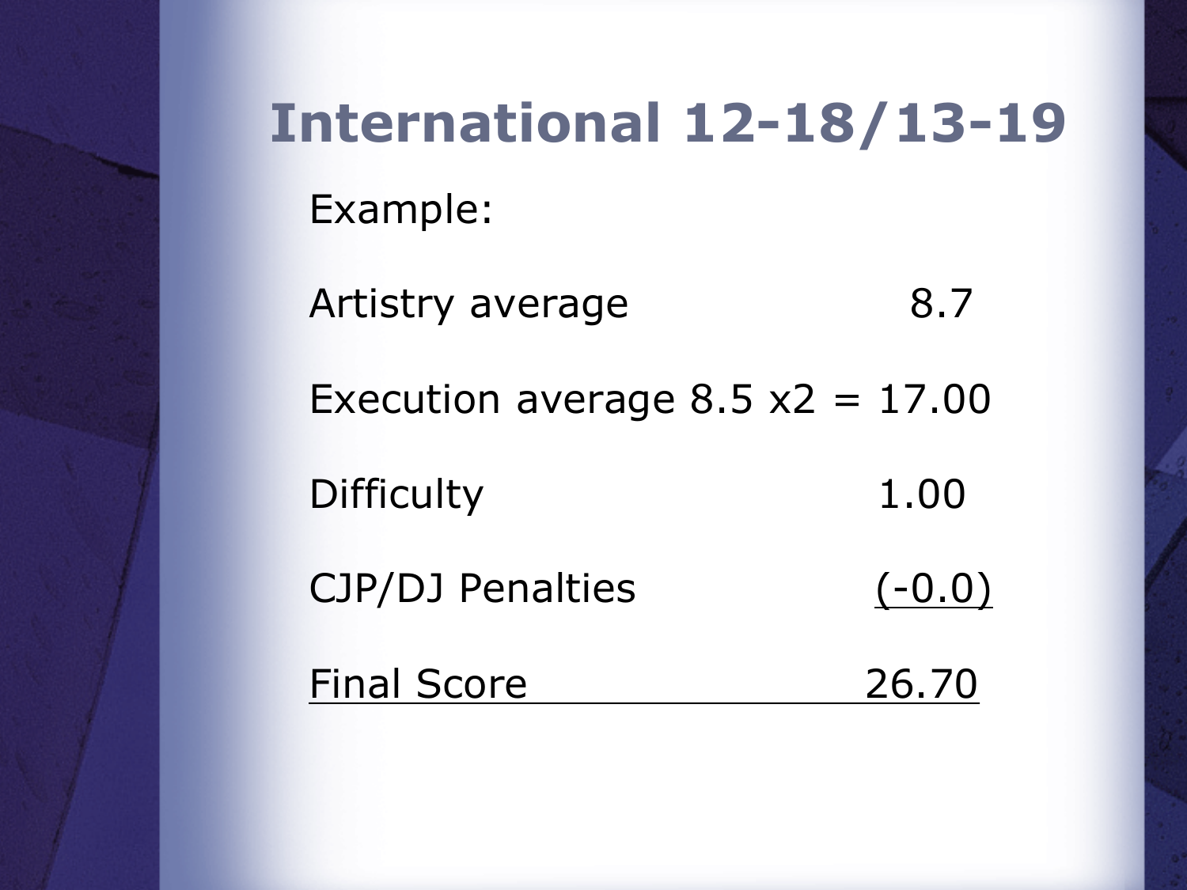# International 12-18/13-19

Example:

| | |
|---|---|
| Artistry average | 8.7 |
| Execution average 8.5 x2 = | 17.00 |
| Difficulty | 1.00 |
| CJP/DJ Penalties | (-0.0) |
| Final Score | 26.70 |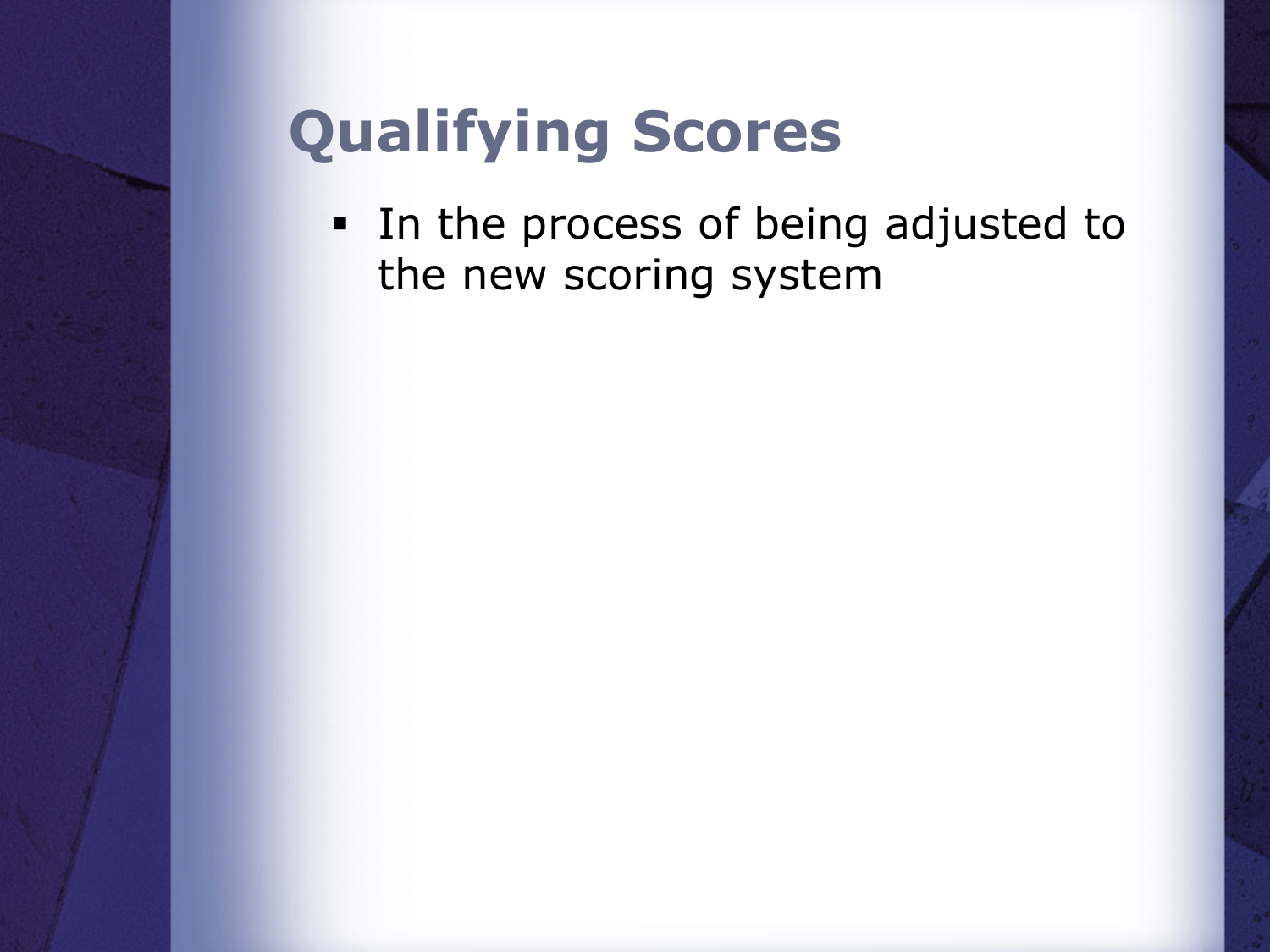# Qualifying Scores

- In the process of being adjusted to the new scoring system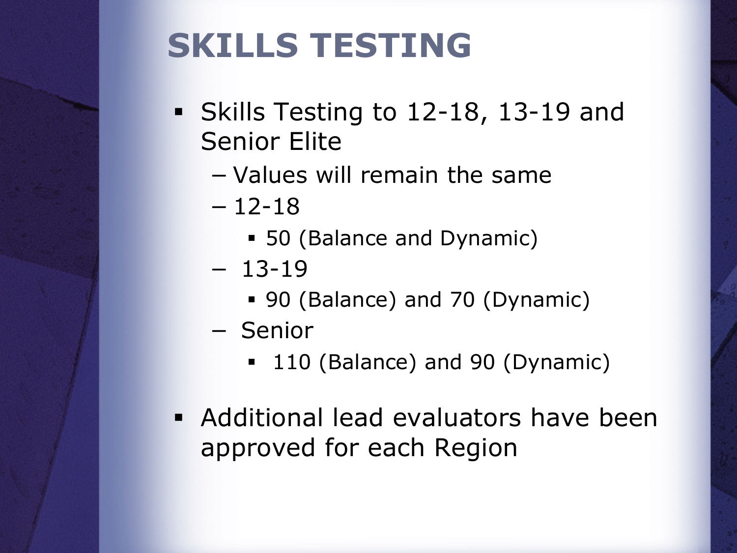# SKILLS TESTING

- Skills Testing to 12-18, 13-19 and Senior Elite
  - Values will remain the same
  - 12-18
    - 50 (Balance and Dynamic)
  - 13-19
    - 90 (Balance) and 70 (Dynamic)
  - Senior
    - 110 (Balance) and 90 (Dynamic)
- Additional lead evaluators have been approved for each Region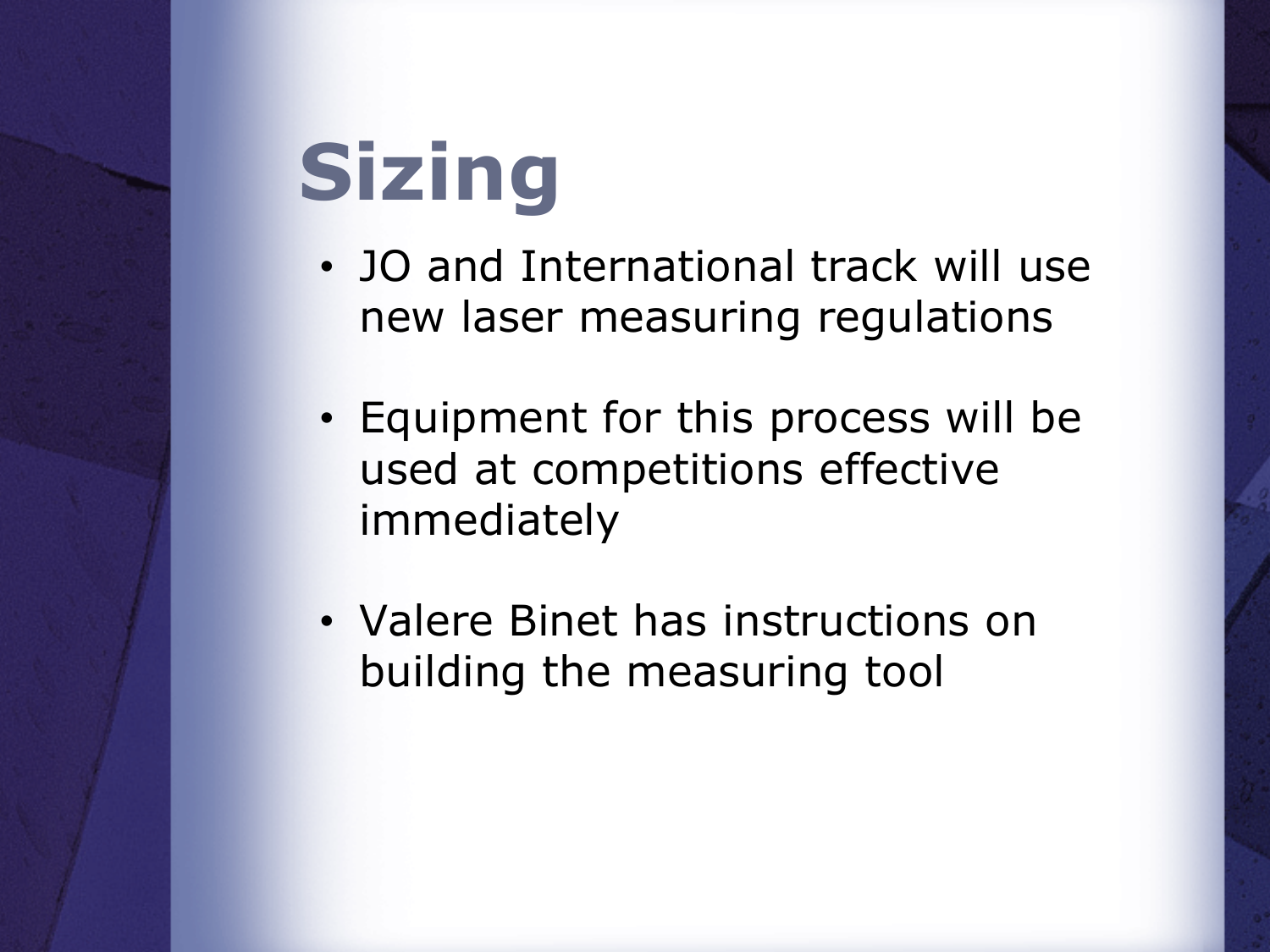# Sizing

- JO and International track will use new laser measuring regulations
- Equipment for this process will be used at competitions effective immediately
- Valere Binet has instructions on building the measuring tool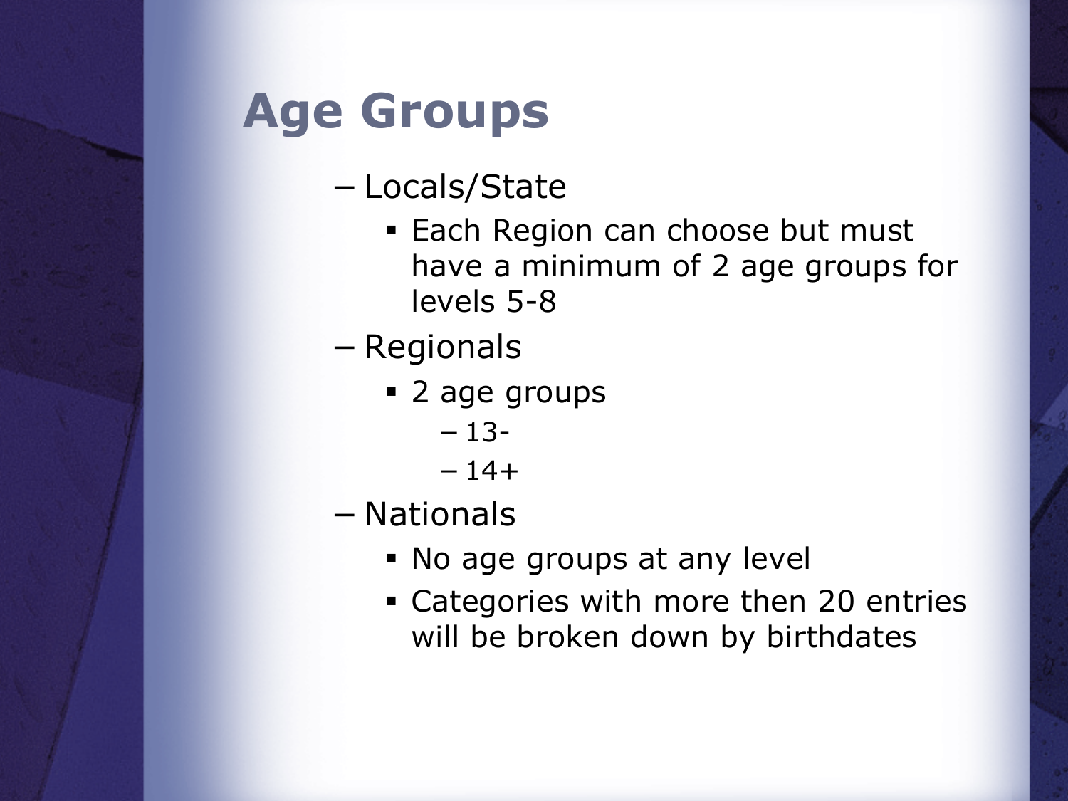# Age Groups

- Locals/State
  - Each Region can choose but must have a minimum of 2 age groups for levels 5-8
- Regionals
  - 2 age groups
    - 13-
    - 14+
- Nationals
  - No age groups at any level
  - Categories with more then 20 entries will be broken down by birthdates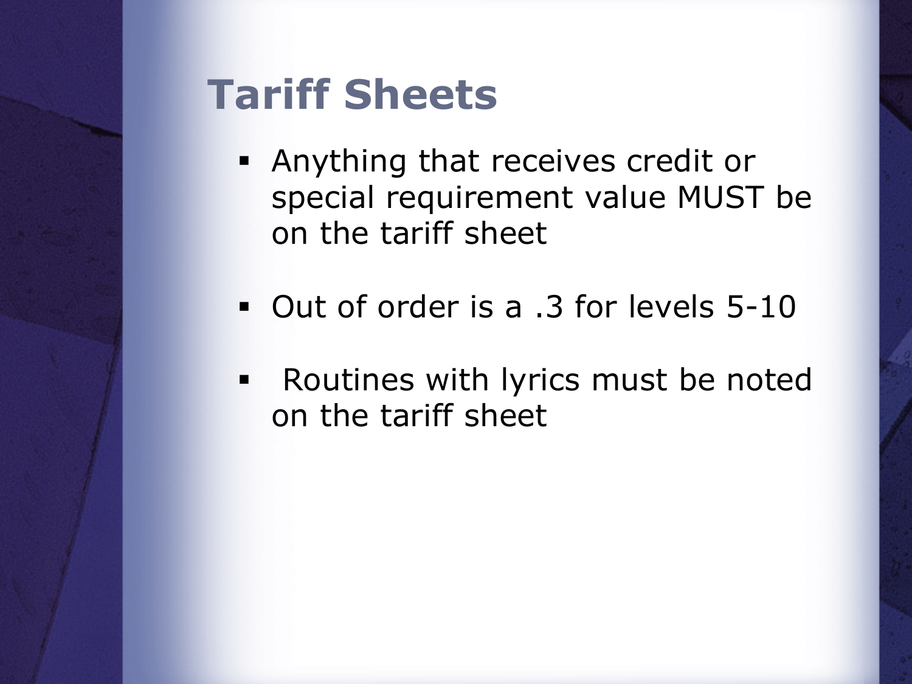# Tariff Sheets

- Anything that receives credit or special requirement value MUST be on the tariff sheet
- Out of order is a .3 for levels 5-10
- Routines with lyrics must be noted on the tariff sheet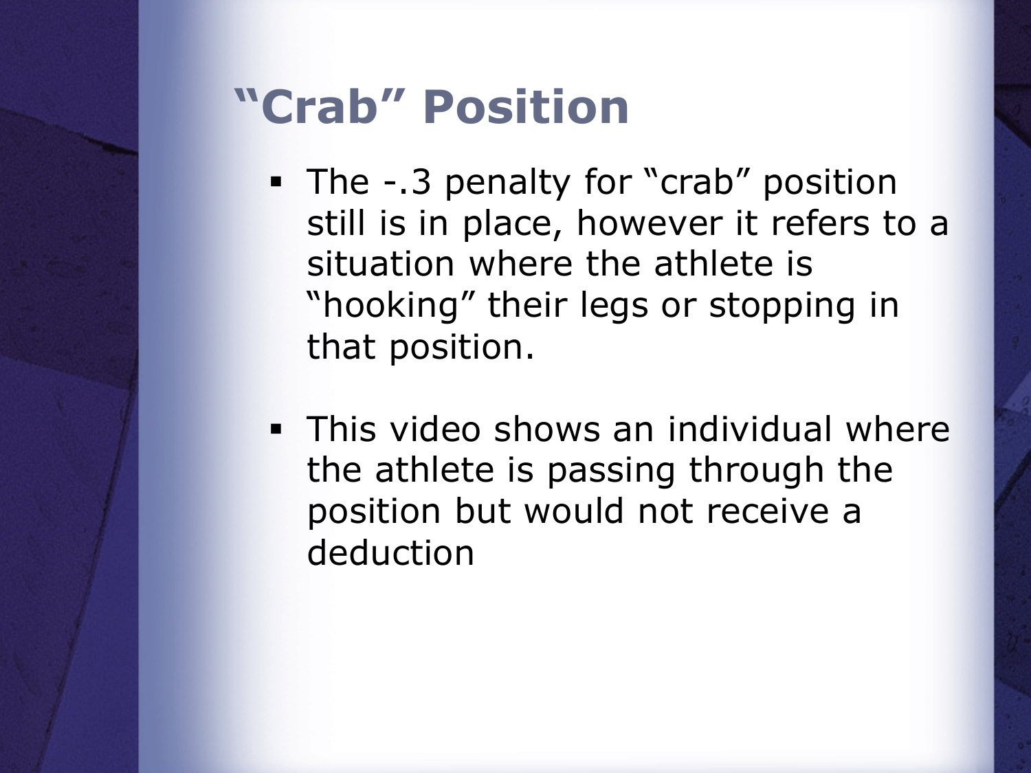# "Crab" Position

- The -.3 penalty for "crab" position still is in place, however it refers to a situation where the athlete is "hooking" their legs or stopping in that position.
- This video shows an individual where the athlete is passing through the position but would not receive a deduction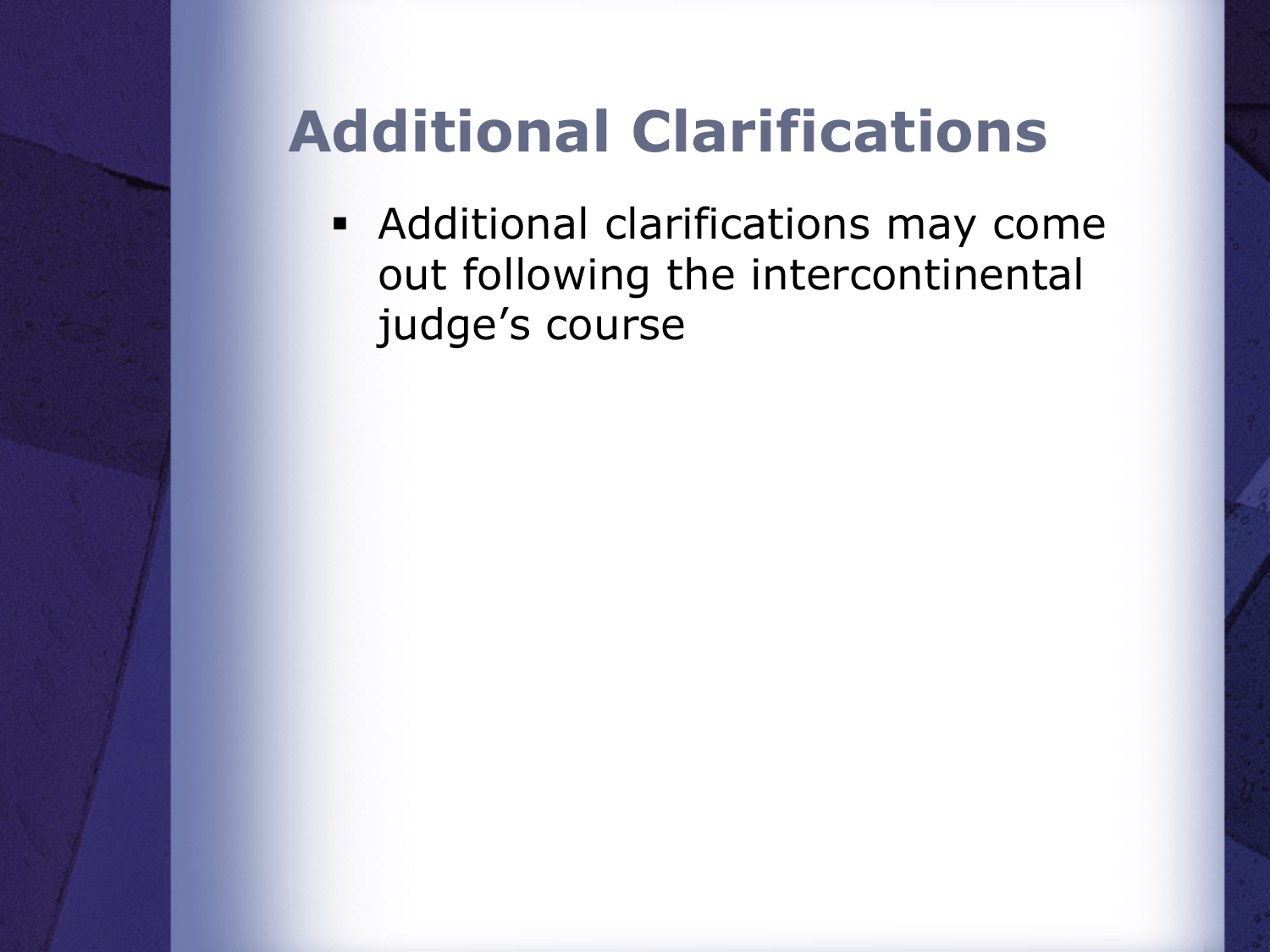# Additional Clarifications

- Additional clarifications may come out following the intercontinental judge's course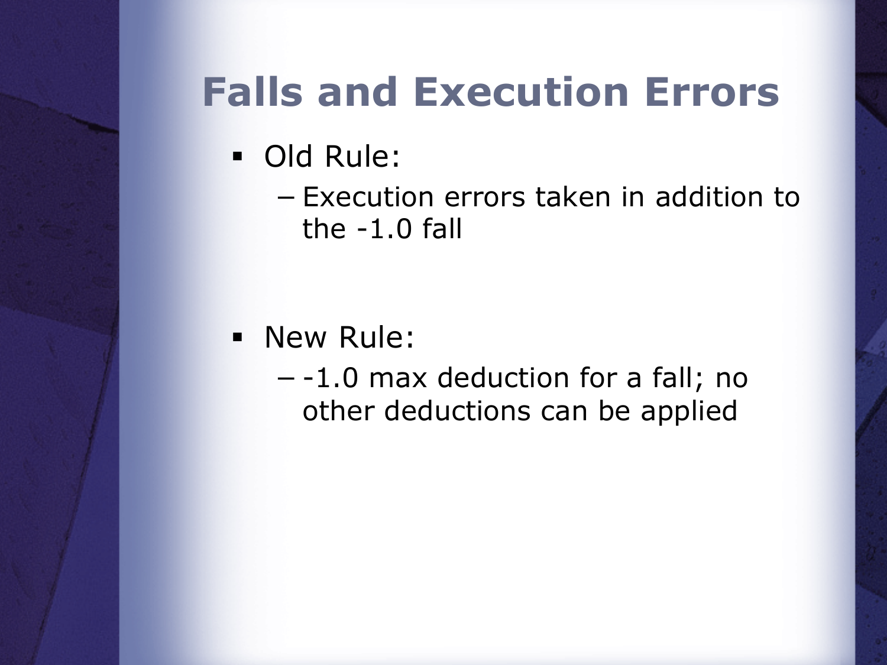# Falls and Execution Errors

- Old Rule:
  - Execution errors taken in addition to the -1.0 fall
- New Rule:
  - -1.0 max deduction for a fall; no other deductions can be applied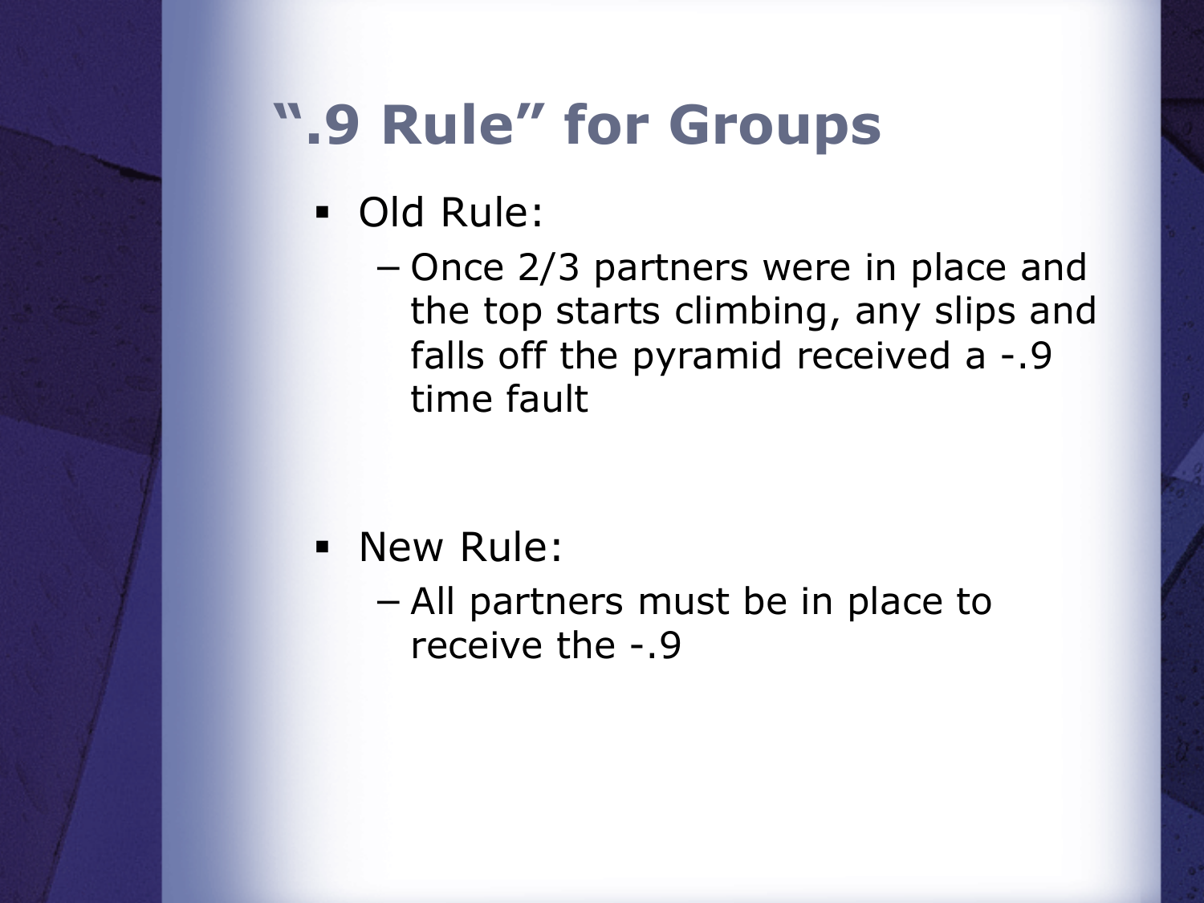# ".9 Rule" for Groups

- Old Rule:
  - Once 2/3 partners were in place and the top starts climbing, any slips and falls off the pyramid received a -.9 time fault
- New Rule:
  - All partners must be in place to receive the -.9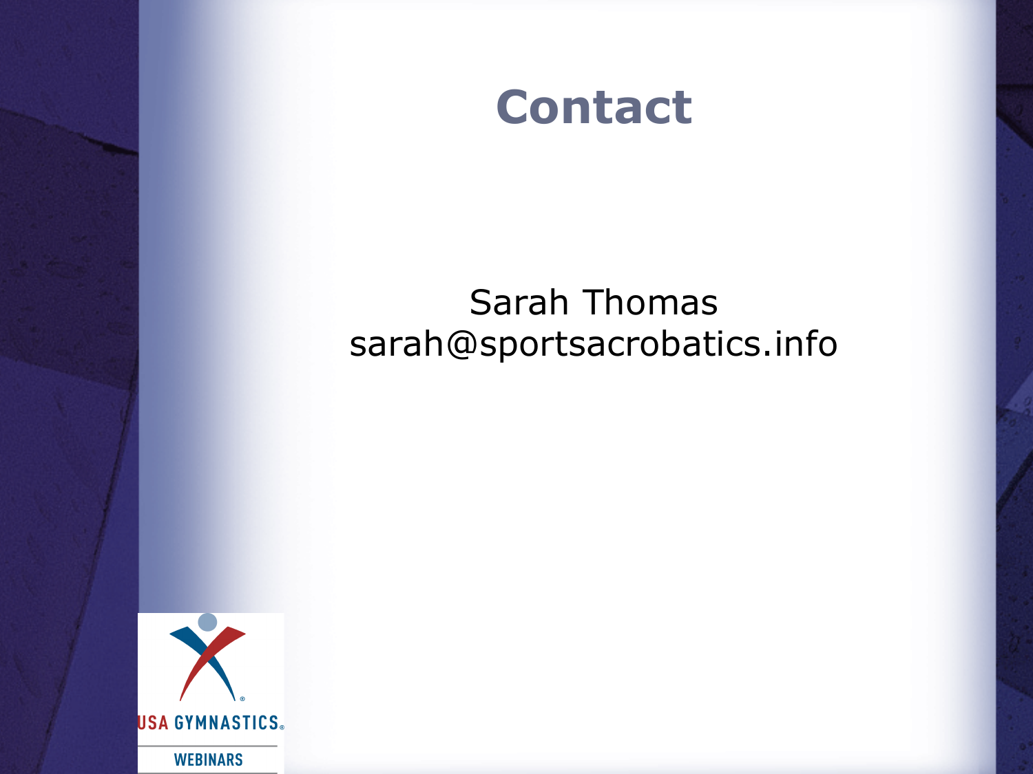# Contact

Sarah Thomas
sarah@sportsacrobatics.info